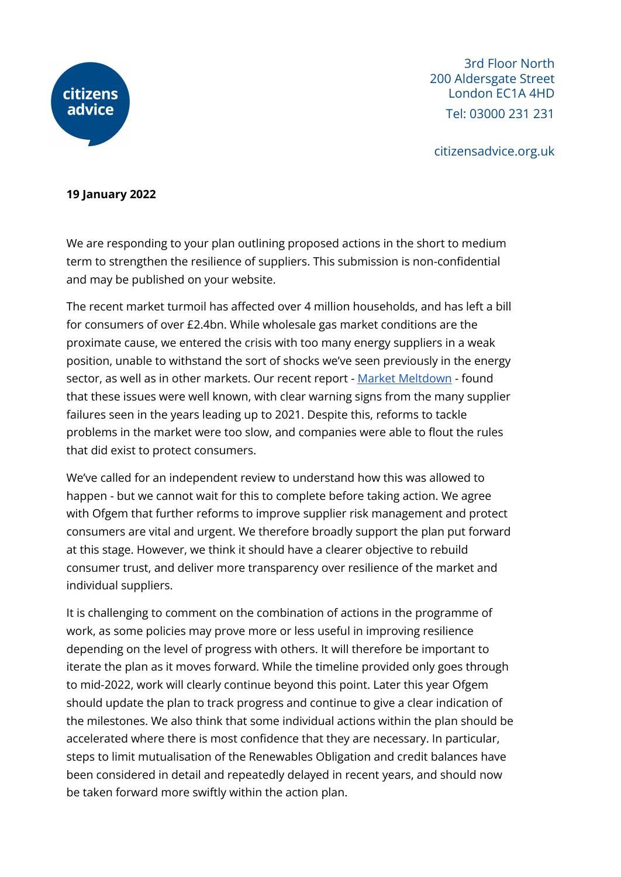citizens advice

3rd Floor North
200 Aldersgate Street
London EC1A 4HD
Tel: 03000 231 231

citizensadvice.org.uk

**19 January 2022**

We are responding to your plan outlining proposed actions in the short to medium term to strengthen the resilience of suppliers. This submission is non-confidential and may be published on your website.

The recent market turmoil has affected over 4 million households, and has left a bill for consumers of over £2.4bn. While wholesale gas market conditions are the proximate cause, we entered the crisis with too many energy suppliers in a weak position, unable to withstand the sort of shocks we've seen previously in the energy sector, as well as in other markets. Our recent report - Market Meltdown - found that these issues were well known, with clear warning signs from the many supplier failures seen in the years leading up to 2021. Despite this, reforms to tackle problems in the market were too slow, and companies were able to flout the rules that did exist to protect consumers.

We've called for an independent review to understand how this was allowed to happen - but we cannot wait for this to complete before taking action. We agree with Ofgem that further reforms to improve supplier risk management and protect consumers are vital and urgent. We therefore broadly support the plan put forward at this stage. However, we think it should have a clearer objective to rebuild consumer trust, and deliver more transparency over resilience of the market and individual suppliers.

It is challenging to comment on the combination of actions in the programme of work, as some policies may prove more or less useful in improving resilience depending on the level of progress with others. It will therefore be important to iterate the plan as it moves forward. While the timeline provided only goes through to mid-2022, work will clearly continue beyond this point. Later this year Ofgem should update the plan to track progress and continue to give a clear indication of the milestones. We also think that some individual actions within the plan should be accelerated where there is most confidence that they are necessary. In particular, steps to limit mutualisation of the Renewables Obligation and credit balances have been considered in detail and repeatedly delayed in recent years, and should now be taken forward more swiftly within the action plan.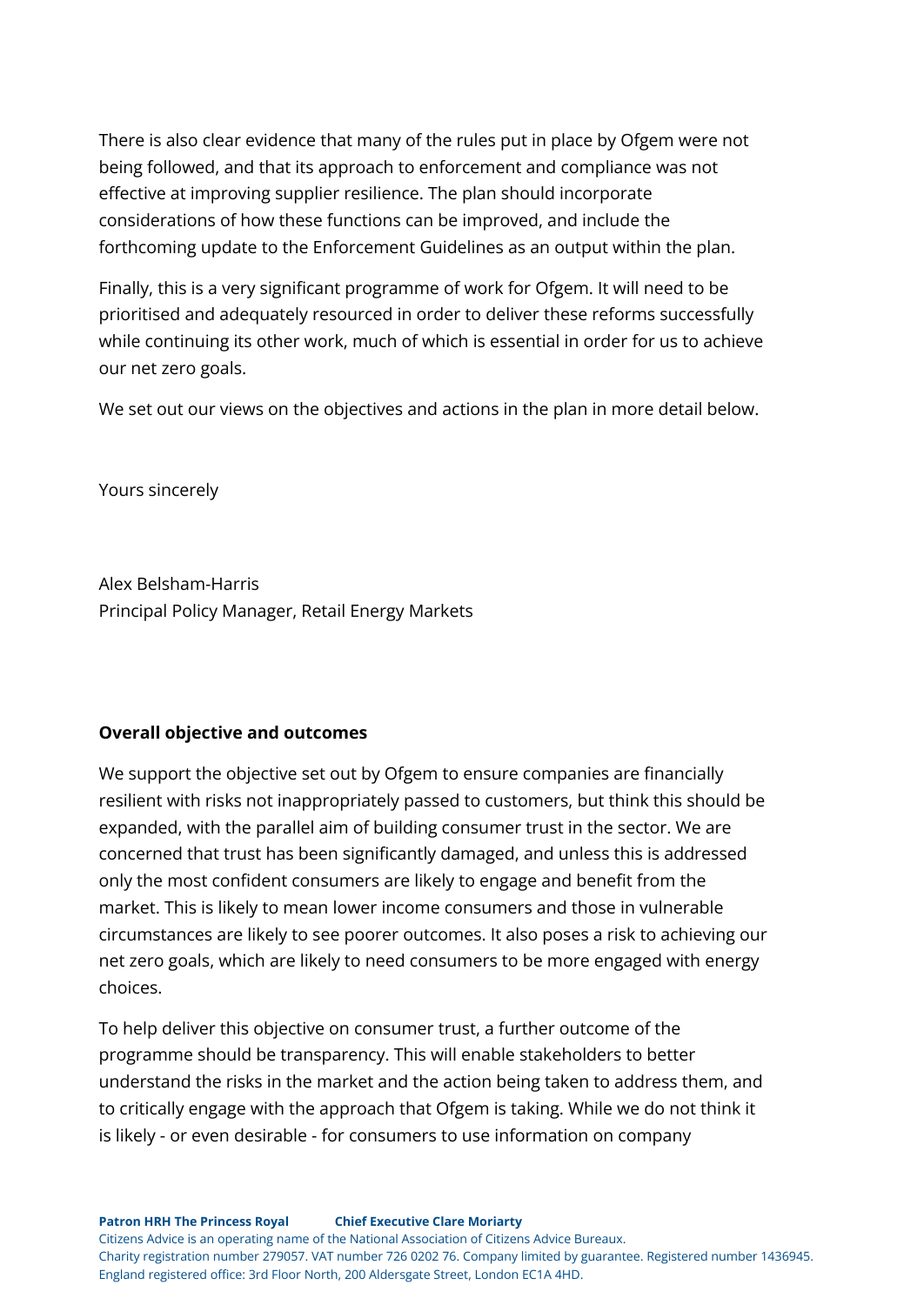There is also clear evidence that many of the rules put in place by Ofgem were not being followed, and that its approach to enforcement and compliance was not effective at improving supplier resilience. The plan should incorporate considerations of how these functions can be improved, and include the forthcoming update to the Enforcement Guidelines as an output within the plan.

Finally, this is a very significant programme of work for Ofgem. It will need to be prioritised and adequately resourced in order to deliver these reforms successfully while continuing its other work, much of which is essential in order for us to achieve our net zero goals.

We set out our views on the objectives and actions in the plan in more detail below.

Yours sincerely

Alex Belsham-Harris
Principal Policy Manager, Retail Energy Markets

**Overall objective and outcomes**

We support the objective set out by Ofgem to ensure companies are financially resilient with risks not inappropriately passed to customers, but think this should be expanded, with the parallel aim of building consumer trust in the sector. We are concerned that trust has been significantly damaged, and unless this is addressed only the most confident consumers are likely to engage and benefit from the market. This is likely to mean lower income consumers and those in vulnerable circumstances are likely to see poorer outcomes. It also poses a risk to achieving our net zero goals, which are likely to need consumers to be more engaged with energy choices.

To help deliver this objective on consumer trust, a further outcome of the programme should be transparency. This will enable stakeholders to better understand the risks in the market and the action being taken to address them, and to critically engage with the approach that Ofgem is taking. While we do not think it is likely - or even desirable - for consumers to use information on company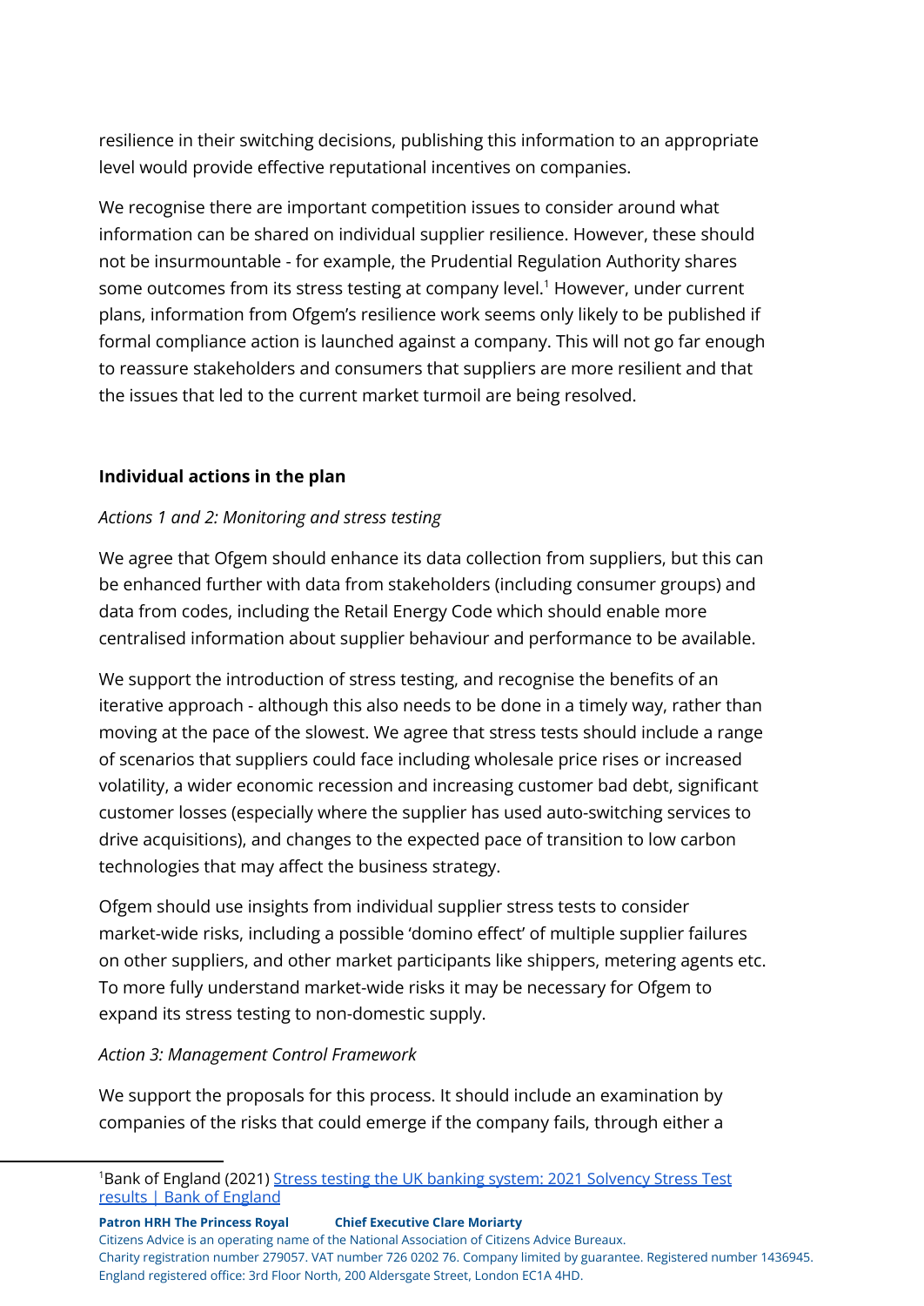resilience in their switching decisions, publishing this information to an appropriate level would provide effective reputational incentives on companies.

We recognise there are important competition issues to consider around what information can be shared on individual supplier resilience. However, these should not be insurmountable - for example, the Prudential Regulation Authority shares some outcomes from its stress testing at company level.[1] However, under current plans, information from Ofgem's resilience work seems only likely to be published if formal compliance action is launched against a company. This will not go far enough to reassure stakeholders and consumers that suppliers are more resilient and that the issues that led to the current market turmoil are being resolved.

**Individual actions in the plan**

*Actions 1 and 2: Monitoring and stress testing*

We agree that Ofgem should enhance its data collection from suppliers, but this can be enhanced further with data from stakeholders (including consumer groups) and data from codes, including the Retail Energy Code which should enable more centralised information about supplier behaviour and performance to be available.

We support the introduction of stress testing, and recognise the benefits of an iterative approach - although this also needs to be done in a timely way, rather than moving at the pace of the slowest. We agree that stress tests should include a range of scenarios that suppliers could face including wholesale price rises or increased volatility, a wider economic recession and increasing customer bad debt, significant customer losses (especially where the supplier has used auto-switching services to drive acquisitions), and changes to the expected pace of transition to low carbon technologies that may affect the business strategy.

Ofgem should use insights from individual supplier stress tests to consider market-wide risks, including a possible 'domino effect' of multiple supplier failures on other suppliers, and other market participants like shippers, metering agents etc. To more fully understand market-wide risks it may be necessary for Ofgem to expand its stress testing to non-domestic supply.

*Action 3: Management Control Framework*

We support the proposals for this process. It should include an examination by companies of the risks that could emerge if the company fails, through either a

[1] Bank of England (2021) [Stress testing the UK banking system: 2021 Solvency Stress Test results | Bank of England]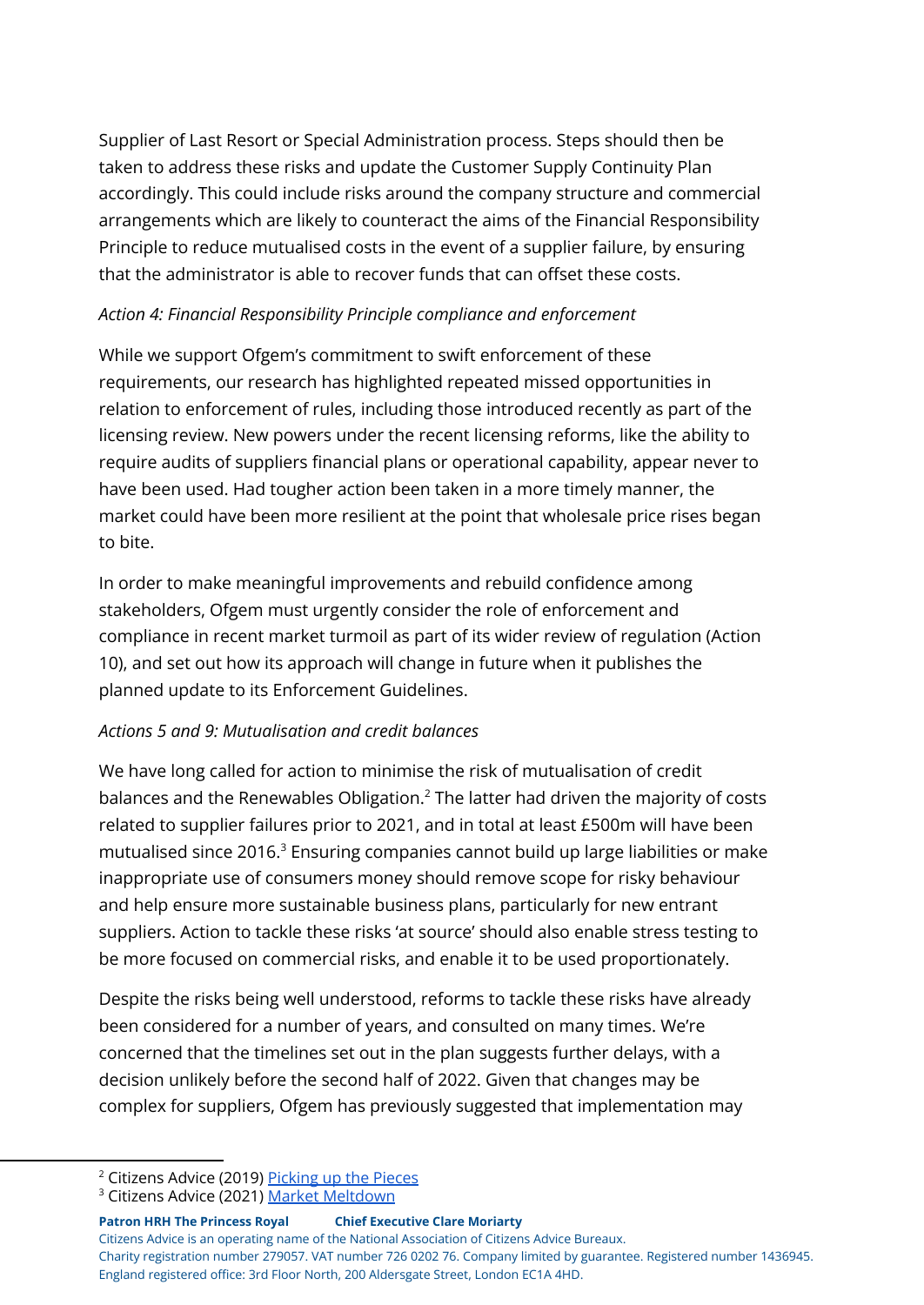Supplier of Last Resort or Special Administration process. Steps should then be taken to address these risks and update the Customer Supply Continuity Plan accordingly. This could include risks around the company structure and commercial arrangements which are likely to counteract the aims of the Financial Responsibility Principle to reduce mutualised costs in the event of a supplier failure, by ensuring that the administrator is able to recover funds that can offset these costs.

*Action 4: Financial Responsibility Principle compliance and enforcement*

While we support Ofgem's commitment to swift enforcement of these requirements, our research has highlighted repeated missed opportunities in relation to enforcement of rules, including those introduced recently as part of the licensing review. New powers under the recent licensing reforms, like the ability to require audits of suppliers financial plans or operational capability, appear never to have been used. Had tougher action been taken in a more timely manner, the market could have been more resilient at the point that wholesale price rises began to bite.

In order to make meaningful improvements and rebuild confidence among stakeholders, Ofgem must urgently consider the role of enforcement and compliance in recent market turmoil as part of its wider review of regulation (Action 10), and set out how its approach will change in future when it publishes the planned update to its Enforcement Guidelines.

*Actions 5 and 9: Mutualisation and credit balances*

We have long called for action to minimise the risk of mutualisation of credit balances and the Renewables Obligation.[2] The latter had driven the majority of costs related to supplier failures prior to 2021, and in total at least £500m will have been mutualised since 2016.[3] Ensuring companies cannot build up large liabilities or make inappropriate use of consumers money should remove scope for risky behaviour and help ensure more sustainable business plans, particularly for new entrant suppliers. Action to tackle these risks 'at source' should also enable stress testing to be more focused on commercial risks, and enable it to be used proportionately.

Despite the risks being well understood, reforms to tackle these risks have already been considered for a number of years, and consulted on many times. We're concerned that the timelines set out in the plan suggests further delays, with a decision unlikely before the second half of 2022. Given that changes may be complex for suppliers, Ofgem has previously suggested that implementation may

[2] Citizens Advice (2019) Picking up the Pieces

[3] Citizens Advice (2021) Market Meltdown

**Patron HRH The Princess Royal** **Chief Executive Clare Moriarty**

Citizens Advice is an operating name of the National Association of Citizens Advice Bureaux.
Charity registration number 279057. VAT number 726 0202 76. Company limited by guarantee. Registered number 1436945.
England registered office: 3rd Floor North, 200 Aldersgate Street, London EC1A 4HD.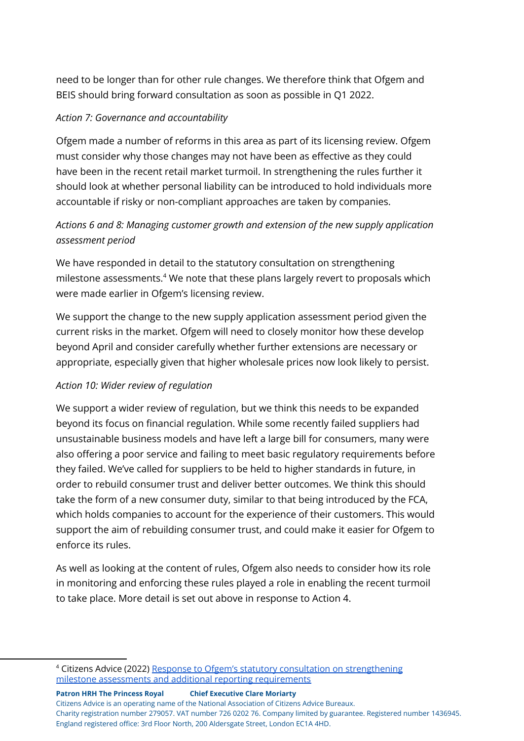need to be longer than for other rule changes. We therefore think that Ofgem and BEIS should bring forward consultation as soon as possible in Q1 2022.

*Action 7: Governance and accountability*

Ofgem made a number of reforms in this area as part of its licensing review. Ofgem must consider why those changes may not have been as effective as they could have been in the recent retail market turmoil. In strengthening the rules further it should look at whether personal liability can be introduced to hold individuals more accountable if risky or non-compliant approaches are taken by companies.

*Actions 6 and 8: Managing customer growth and extension of the new supply application assessment period*

We have responded in detail to the statutory consultation on strengthening milestone assessments.[4] We note that these plans largely revert to proposals which were made earlier in Ofgem's licensing review.

We support the change to the new supply application assessment period given the current risks in the market. Ofgem will need to closely monitor how these develop beyond April and consider carefully whether further extensions are necessary or appropriate, especially given that higher wholesale prices now look likely to persist.

*Action 10: Wider review of regulation*

We support a wider review of regulation, but we think this needs to be expanded beyond its focus on financial regulation. While some recently failed suppliers had unsustainable business models and have left a large bill for consumers, many were also offering a poor service and failing to meet basic regulatory requirements before they failed. We've called for suppliers to be held to higher standards in future, in order to rebuild consumer trust and deliver better outcomes. We think this should take the form of a new consumer duty, similar to that being introduced by the FCA, which holds companies to account for the experience of their customers. This would support the aim of rebuilding consumer trust, and could make it easier for Ofgem to enforce its rules.

As well as looking at the content of rules, Ofgem also needs to consider how its role in monitoring and enforcing these rules played a role in enabling the recent turmoil to take place. More detail is set out above in response to Action 4.

---

[4] Citizens Advice (2022) Response to Ofgem's statutory consultation on strengthening milestone assessments and additional reporting requirements

**Patron HRH The Princess Royal** **Chief Executive Clare Moriarty**
Citizens Advice is an operating name of the National Association of Citizens Advice Bureaux.
Charity registration number 279057. VAT number 726 0202 76. Company limited by guarantee. Registered number 1436945.
England registered office: 3rd Floor North, 200 Aldersgate Street, London EC1A 4HD.